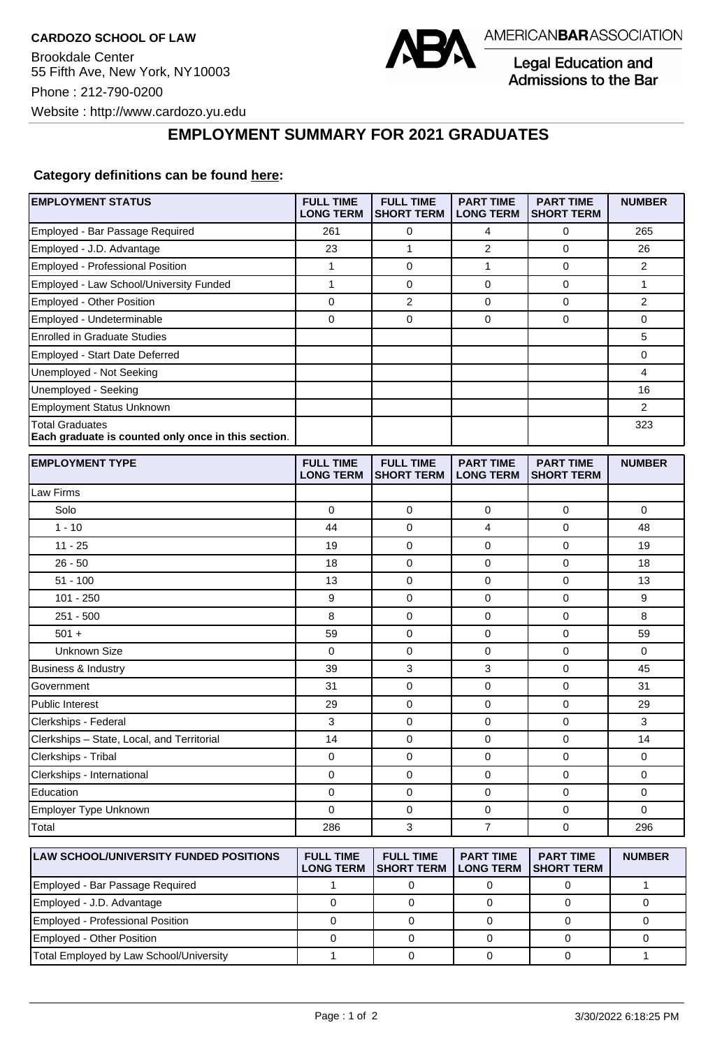**CARDOZO SCHOOL OF LAW**

Brookdale Center
55 Fifth Ave, New York, NY 10003

Phone : 212-790-0200

Website : http://www.cardozo.yu.edu

AMERICAN**BAR**ASSOCIATION

Legal Education and Admissions to the Bar

## EMPLOYMENT SUMMARY FOR 2021 GRADUATES

**Category definitions can be found here:**

| EMPLOYMENT STATUS | FULL TIME LONG TERM | FULL TIME SHORT TERM | PART TIME LONG TERM | PART TIME SHORT TERM | NUMBER |
|---|---|---|---|---|---|
| Employed - Bar Passage Required | 261 | 0 | 4 | 0 | 265 |
| Employed - J.D. Advantage | 23 | 1 | 2 | 0 | 26 |
| Employed - Professional Position | 1 | 0 | 1 | 0 | 2 |
| Employed - Law School/University Funded | 1 | 0 | 0 | 0 | 1 |
| Employed - Other Position | 0 | 2 | 0 | 0 | 2 |
| Employed - Undeterminable | 0 | 0 | 0 | 0 | 0 |
| Enrolled in Graduate Studies | | | | | 5 |
| Employed - Start Date Deferred | | | | | 0 |
| Unemployed - Not Seeking | | | | | 4 |
| Unemployed - Seeking | | | | | 16 |
| Employment Status Unknown | | | | | 2 |
| Total Graduates **Each graduate is counted only once in this section**. | | | | | 323 |

| EMPLOYMENT TYPE | FULL TIME LONG TERM | FULL TIME SHORT TERM | PART TIME LONG TERM | PART TIME SHORT TERM | NUMBER |
|---|---|---|---|---|---|
| Law Firms | | | | | |
| Solo | 0 | 0 | 0 | 0 | 0 |
| 1 - 10 | 44 | 0 | 4 | 0 | 48 |
| 11 - 25 | 19 | 0 | 0 | 0 | 19 |
| 26 - 50 | 18 | 0 | 0 | 0 | 18 |
| 51 - 100 | 13 | 0 | 0 | 0 | 13 |
| 101 - 250 | 9 | 0 | 0 | 0 | 9 |
| 251 - 500 | 8 | 0 | 0 | 0 | 8 |
| 501 + | 59 | 0 | 0 | 0 | 59 |
| Unknown Size | 0 | 0 | 0 | 0 | 0 |
| Business & Industry | 39 | 3 | 3 | 0 | 45 |
| Government | 31 | 0 | 0 | 0 | 31 |
| Public Interest | 29 | 0 | 0 | 0 | 29 |
| Clerkships - Federal | 3 | 0 | 0 | 0 | 3 |
| Clerkships – State, Local, and Territorial | 14 | 0 | 0 | 0 | 14 |
| Clerkships - Tribal | 0 | 0 | 0 | 0 | 0 |
| Clerkships - International | 0 | 0 | 0 | 0 | 0 |
| Education | 0 | 0 | 0 | 0 | 0 |
| Employer Type Unknown | 0 | 0 | 0 | 0 | 0 |
| Total | 286 | 3 | 7 | 0 | 296 |

| LAW SCHOOL/UNIVERSITY FUNDED POSITIONS | FULL TIME LONG TERM | FULL TIME SHORT TERM | PART TIME LONG TERM | PART TIME SHORT TERM | NUMBER |
|---|---|---|---|---|---|
| Employed - Bar Passage Required | 1 | 0 | 0 | 0 | 1 |
| Employed - J.D. Advantage | 0 | 0 | 0 | 0 | 0 |
| Employed - Professional Position | 0 | 0 | 0 | 0 | 0 |
| Employed - Other Position | 0 | 0 | 0 | 0 | 0 |
| Total Employed by Law School/University | 1 | 0 | 0 | 0 | 1 |

3/30/2022 6:18:25 PM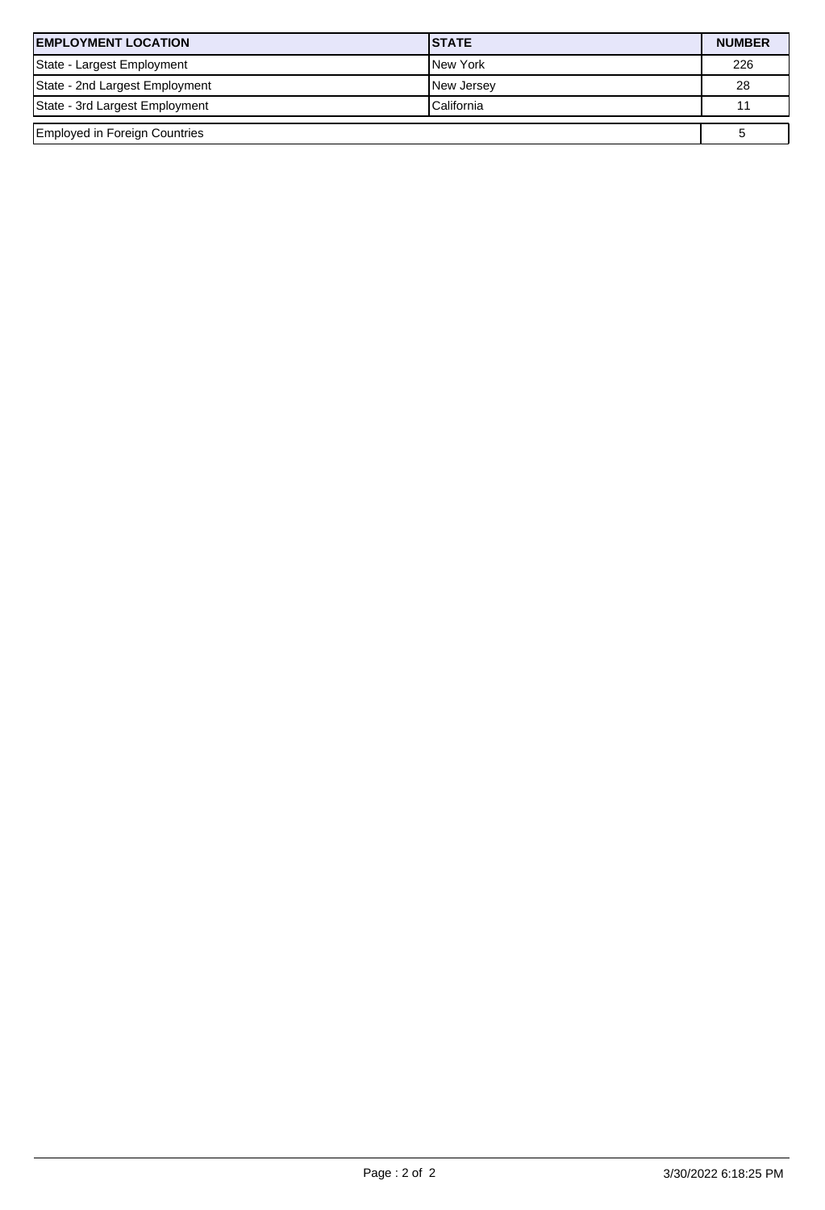| EMPLOYMENT LOCATION | STATE | NUMBER |
| --- | --- | --- |
| State - Largest Employment | New York | 226 |
| State - 2nd Largest Employment | New Jersey | 28 |
| State - 3rd Largest Employment | California | 11 |
| Employed in Foreign Countries | | 5 |